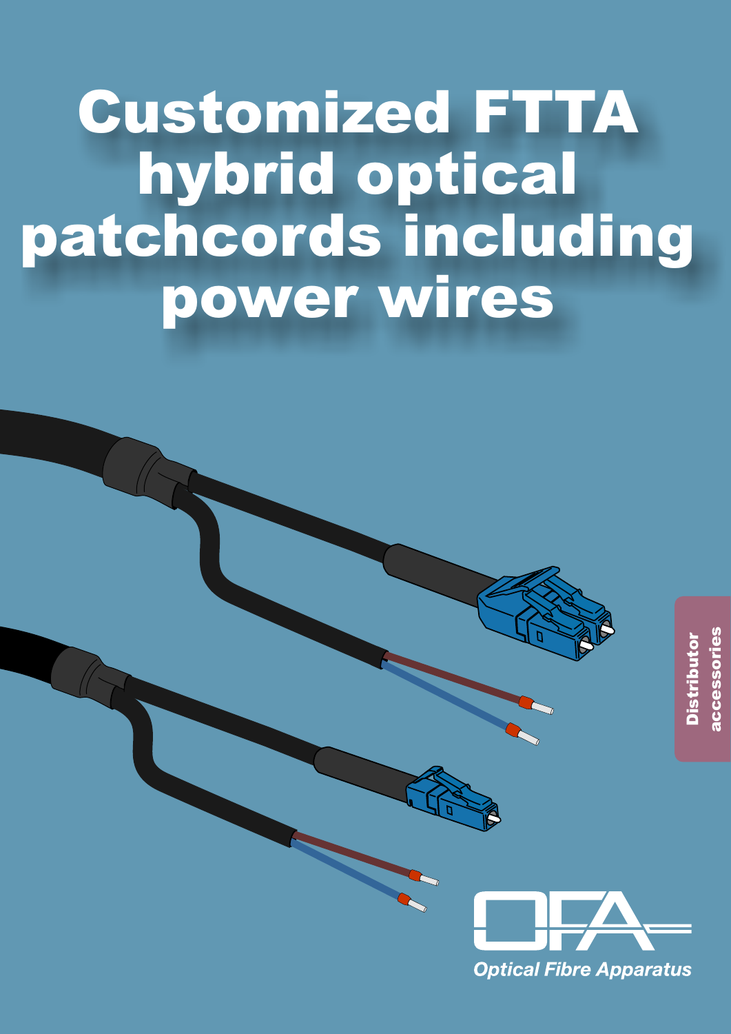# Customized FTTA hybrid optical patchcords including power wires

Distributor accessories

OFA

*Optical Fibre Apparatus*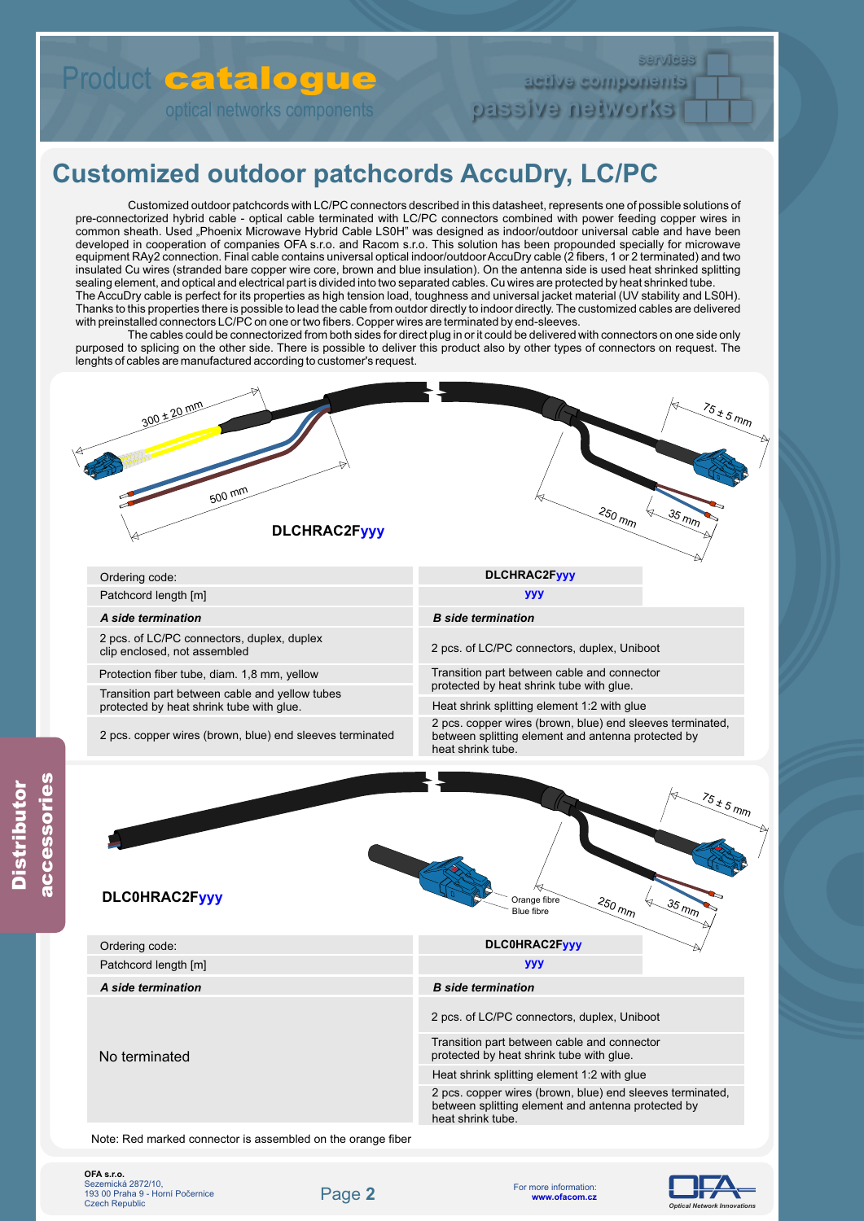# Customized outdoor patchcords AccuDry, LC/PC

Customized outdoor patchcords with LC/PC connectors described in this datasheet, represents one of possible solutions of pre-connectorized hybrid cable - optical cable terminated with LC/PC connectors combined with power feeding copper wires in common sheath. Used „Phoenix Microwave Hybrid Cable LS0H" was designed as indoor/outdoor universal cable and have been developed in cooperation of companies OFA s.r.o. and Racom s.r.o. This solution has been propounded specially for microwave equipment RAy2 connection. Final cable contains universal optical indoor/outdoor AccuDry cable (2 fibers, 1 or 2 terminated) and two insulated Cu wires (stranded bare copper wire core, brown and blue insulation). On the antenna side is used heat shrinked splitting sealing element, and optical and electrical part is divided into two separated cables. Cu wires are protected by heat shrinked tube. The AccuDry cable is perfect for its properties as high tension load, toughness and universal jacket material (UV stability and LS0H). Thanks to this properties there is possible to lead the cable from outdor directly to indoor directly. The customized cables are delivered with preinstalled connectors LC/PC on one or two fibers. Copper wires are terminated by end-sleeves.

The cables could be connectorized from both sides for direct plug in or it could be delivered with connectors on one side only purposed to splicing on the other side. There is possible to deliver this product also by other types of connectors on request. The lenghts of cables are manufactured according to customer's request.

300 ± 20 mm · 500 mm · 75 ± 5 mm · 250 mm · 35 mm

**DLCHRAC2Fyyy**

| Ordering code: | DLCHRAC2Fyyy |
|---|---|
| Patchcord length [m] | yyy |
| ***A side termination*** | ***B side termination*** |
| 2 pcs. of LC/PC connectors, duplex, duplex clip enclosed, not assembled | 2 pcs. of LC/PC connectors, duplex, Uniboot |
| Protection fiber tube, diam. 1,8 mm, yellow | Transition part between cable and connector protected by heat shrink tube with glue. |
| Transition part between cable and yellow tubes protected by heat shrink tube with glue. | Heat shrink splitting element 1:2 with glue |
| 2 pcs. copper wires (brown, blue) end sleeves terminated | 2 pcs. copper wires (brown, blue) end sleeves terminated, between splitting element and antenna protected by heat shrink tube. |

75 ± 5 mm · 250 mm · 35 mm · Orange fibre · Blue fibre

**DLC0HRAC2Fyyy**

| Ordering code: | DLC0HRAC2Fyyy |
|---|---|
| Patchcord length [m] | yyy |
| ***A side termination*** | ***B side termination*** |
| No terminated | 2 pcs. of LC/PC connectors, duplex, Uniboot |
| | Transition part between cable and connector protected by heat shrink tube with glue. |
| | Heat shrink splitting element 1:2 with glue |
| | 2 pcs. copper wires (brown, blue) end sleeves terminated, between splitting element and antenna protected by heat shrink tube. |

Note: Red marked connector is assembled on the orange fiber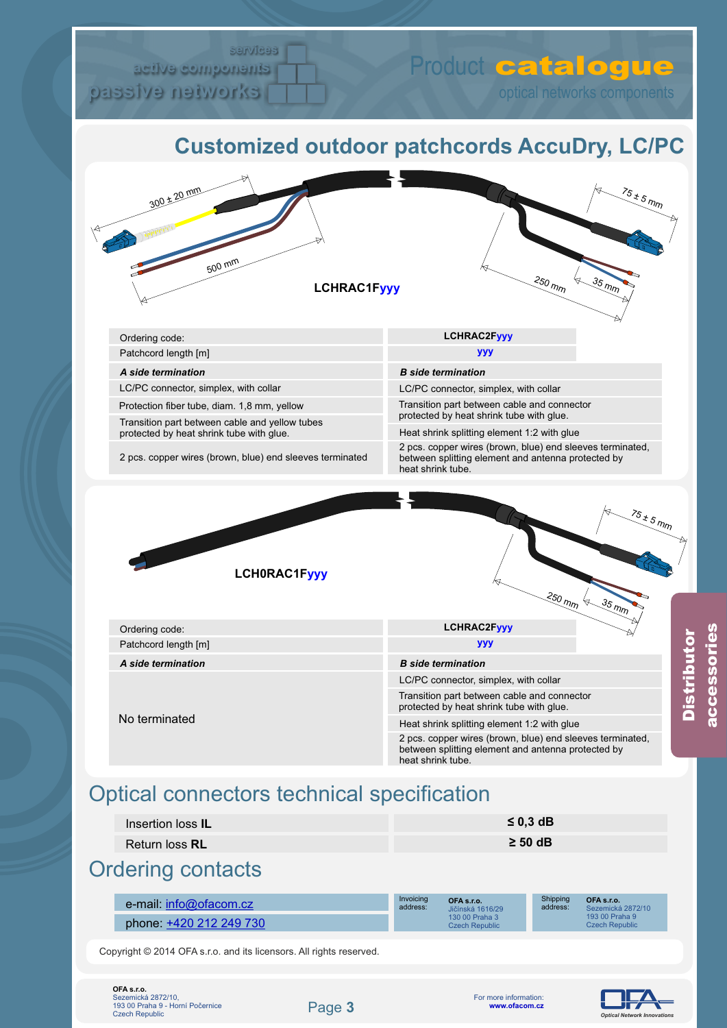# Customized outdoor patchcords AccuDry, LC/PC

300 ± 20 mm

500 mm

LCHRAC1Fyyy

75 ± 5 mm

250 mm

35 mm

| | |
|---|---|
| Ordering code: | LCHRAC2Fyyy |
| Patchcord length [m] | yyy |
| ***A side termination*** | ***B side termination*** |
| LC/PC connector, simplex, with collar | LC/PC connector, simplex, with collar |
| Protection fiber tube, diam. 1,8 mm, yellow | Transition part between cable and connector protected by heat shrink tube with glue. |
| Transition part between cable and yellow tubes protected by heat shrink tube with glue. | Heat shrink splitting element 1:2 with glue |
| 2 pcs. copper wires (brown, blue) end sleeves terminated | 2 pcs. copper wires (brown, blue) end sleeves terminated, between splitting element and antenna protected by heat shrink tube. |

LCH0RAC1Fyyy

75 ± 5 mm

250 mm

35 mm

| | |
|---|---|
| Ordering code: | LCHRAC2Fyyy |
| Patchcord length [m] | yyy |
| ***A side termination*** | ***B side termination*** |
| No terminated | LC/PC connector, simplex, with collar |
| | Transition part between cable and connector protected by heat shrink tube with glue. |
| | Heat shrink splitting element 1:2 with glue |
| | 2 pcs. copper wires (brown, blue) end sleeves terminated, between splitting element and antenna protected by heat shrink tube. |

## Optical connectors technical specification

| | |
|---|---|
| Insertion loss **IL** | **≤ 0,3 dB** |
| Return loss **RL** | **≥ 50 dB** |

## Ordering contacts

e-mail: info@ofacom.cz

phone: +420 212 249 730

Invoicing address: **OFA s.r.o.** Jičínská 1616/29, 130 00 Praha 3, Czech Republic

Shipping address: **OFA s.r.o.** Sezemická 2872/10, 193 00 Praha 9, Czech Republic

Copyright © 2014 OFA s.r.o. and its licensors. All rights reserved.